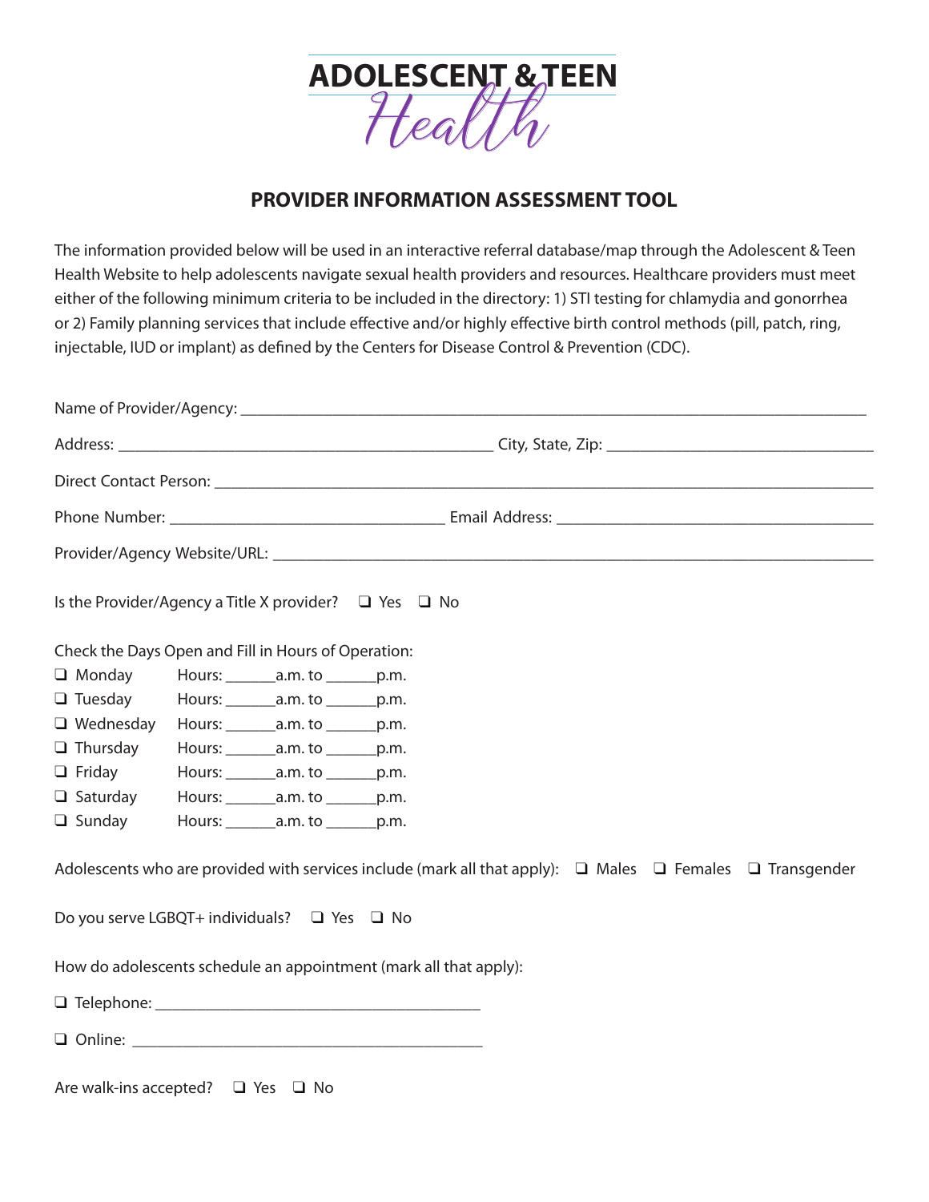# ADOLESCENT & TEEN Health

## PROVIDER INFORMATION ASSESSMENT TOOL

The information provided below will be used in an interactive referral database/map through the Adolescent & Teen Health Website to help adolescents navigate sexual health providers and resources. Healthcare providers must meet either of the following minimum criteria to be included in the directory: 1) STI testing for chlamydia and gonorrhea or 2) Family planning services that include effective and/or highly effective birth control methods (pill, patch, ring, injectable, IUD or implant) as defined by the Centers for Disease Control & Prevention (CDC).

Name of Provider/Agency: ______________________________________________

Address: ______________________________ City, State, Zip: ____________________

Direct Contact Person: ______________________________________________

Phone Number: ____________________ Email Address: ________________________

Provider/Agency Website/URL: ______________________________________________

Is the Provider/Agency a Title X provider? ❑ Yes ❑ No

Check the Days Open and Fill in Hours of Operation:

- ❑ Monday Hours: ______a.m. to ______p.m.
- ❑ Tuesday Hours: ______a.m. to ______p.m.
- ❑ Wednesday Hours: ______a.m. to ______p.m.
- ❑ Thursday Hours: ______a.m. to ______p.m.
- ❑ Friday Hours: ______a.m. to ______p.m.
- ❑ Saturday Hours: ______a.m. to ______p.m.
- ❑ Sunday Hours: ______a.m. to ______p.m.

Adolescents who are provided with services include (mark all that apply): ❑ Males ❑ Females ❑ Transgender

Do you serve LGBQT+ individuals? ❑ Yes ❑ No

How do adolescents schedule an appointment (mark all that apply):

❑ Telephone: ______________________________

❑ Online: ______________________________

Are walk-ins accepted? ❑ Yes ❑ No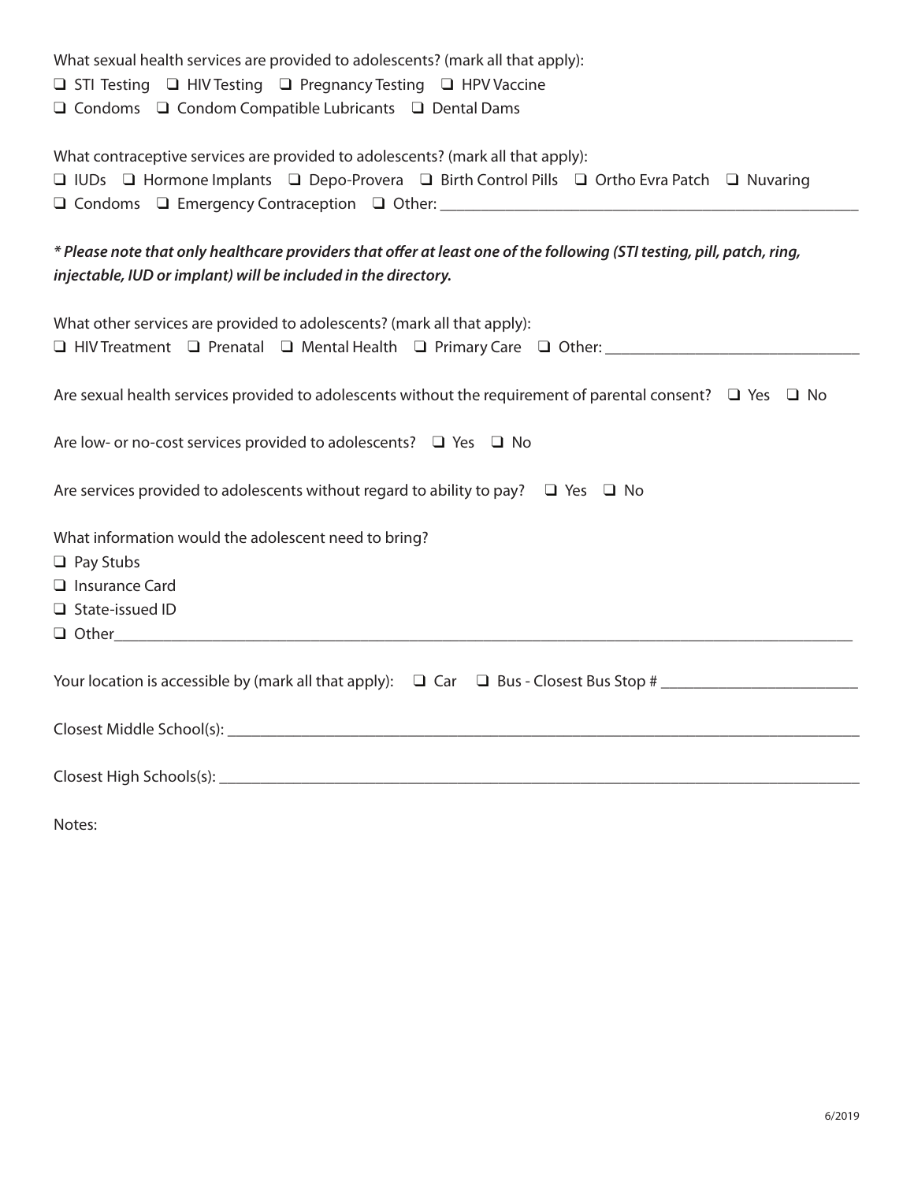What sexual health services are provided to adolescents? (mark all that apply):

❑ STI Testing ❑ HIV Testing ❑ Pregnancy Testing ❑ HPV Vaccine
❑ Condoms ❑ Condom Compatible Lubricants ❑ Dental Dams

What contraceptive services are provided to adolescents? (mark all that apply):

❑ IUDs ❑ Hormone Implants ❑ Depo-Provera ❑ Birth Control Pills ❑ Ortho Evra Patch ❑ Nuvaring
❑ Condoms ❑ Emergency Contraception ❑ Other: ______________________________

***Please note that only healthcare providers that offer at least one of the following (STI testing, pill, patch, ring, injectable, IUD or implant) will be included in the directory.***

What other services are provided to adolescents? (mark all that apply):

❑ HIV Treatment ❑ Prenatal ❑ Mental Health ❑ Primary Care ❑ Other: ______________________________

Are sexual health services provided to adolescents without the requirement of parental consent? ❑ Yes ❑ No

Are low- or no-cost services provided to adolescents? ❑ Yes ❑ No

Are services provided to adolescents without regard to ability to pay? ❑ Yes ❑ No

What information would the adolescent need to bring?

❑ Pay Stubs
❑ Insurance Card
❑ State-issued ID
❑ Other______________________________

Your location is accessible by (mark all that apply): ❑ Car ❑ Bus - Closest Bus Stop # ______________________________

Closest Middle School(s): ______________________________

Closest High Schools(s): ______________________________

Notes:

6/2019